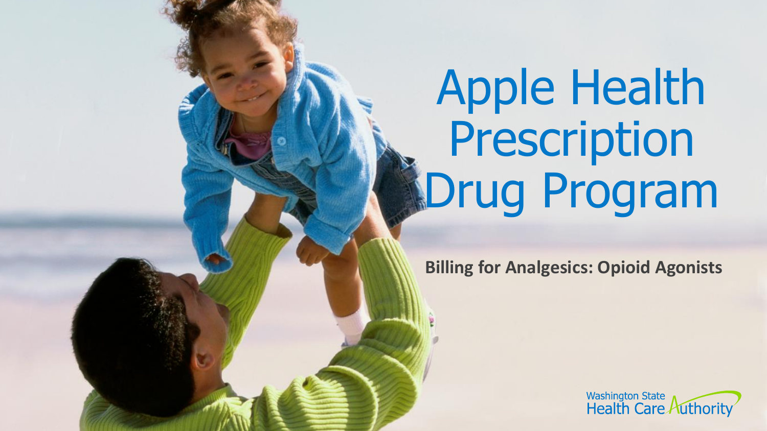# Apple Health Prescription Drug Program

**Billing for Analgesics: Opioid Agonists**

Washington State Health Care Authority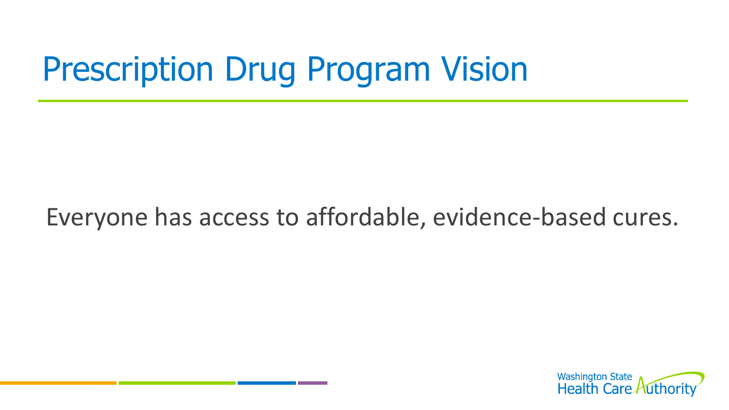# Prescription Drug Program Vision

Everyone has access to affordable, evidence-based cures.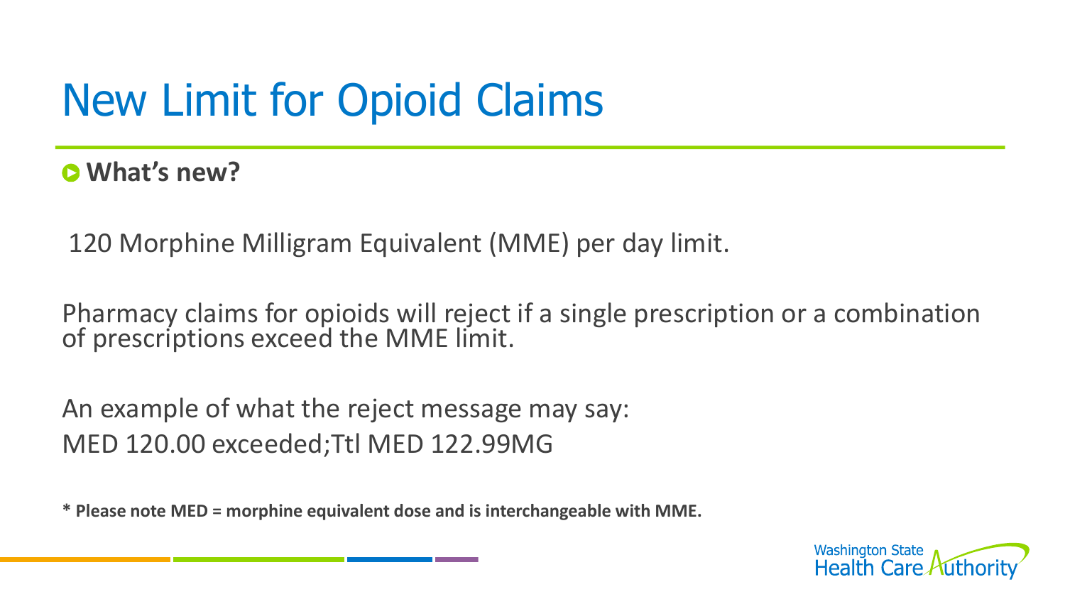# New Limit for Opioid Claims

- **What's new?**

120 Morphine Milligram Equivalent (MME) per day limit.

Pharmacy claims for opioids will reject if a single prescription or a combination of prescriptions exceed the MME limit.

An example of what the reject message may say:
MED 120.00 exceeded;Ttl MED 122.99MG

**\* Please note MED = morphine equivalent dose and is interchangeable with MME.**

Washington State Health Care Authority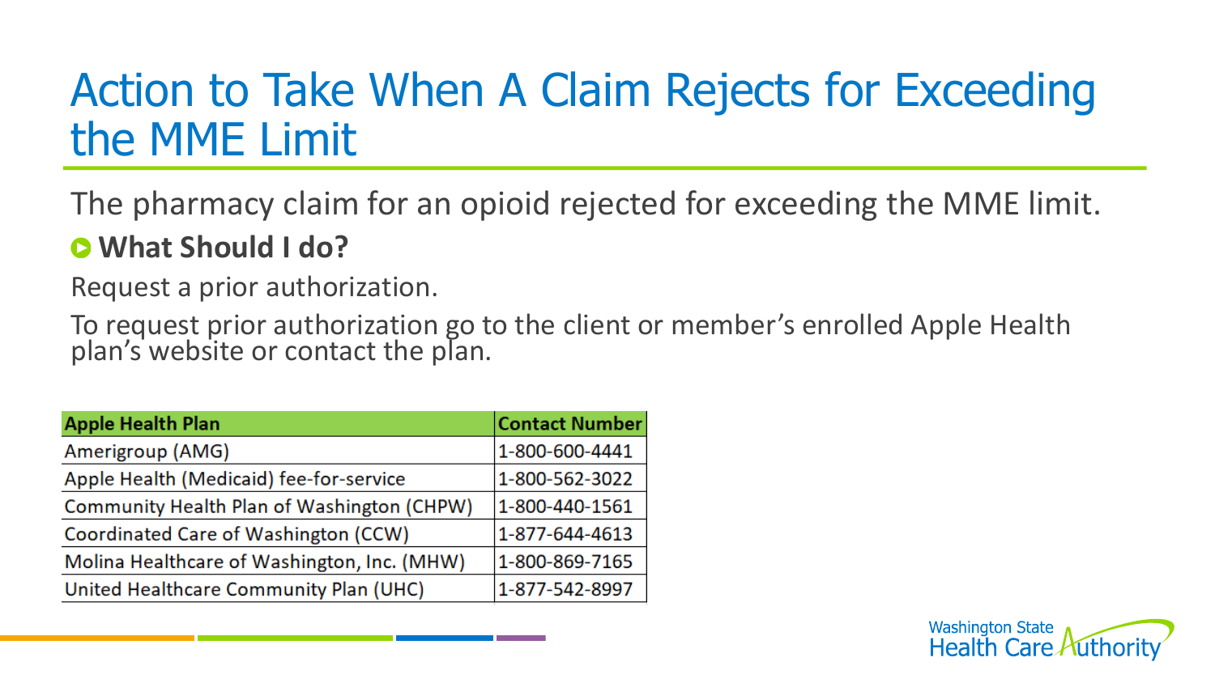# Action to Take When A Claim Rejects for Exceeding the MME Limit

The pharmacy claim for an opioid rejected for exceeding the MME limit.

- **What Should I do?**

Request a prior authorization.

To request prior authorization go to the client or member's enrolled Apple Health plan's website or contact the plan.

| Apple Health Plan | Contact Number |
| --- | --- |
| Amerigroup (AMG) | 1-800-600-4441 |
| Apple Health (Medicaid) fee-for-service | 1-800-562-3022 |
| Community Health Plan of Washington (CHPW) | 1-800-440-1561 |
| Coordinated Care of Washington (CCW) | 1-877-644-4613 |
| Molina Healthcare of Washington, Inc. (MHW) | 1-800-869-7165 |
| United Healthcare Community Plan (UHC) | 1-877-542-8997 |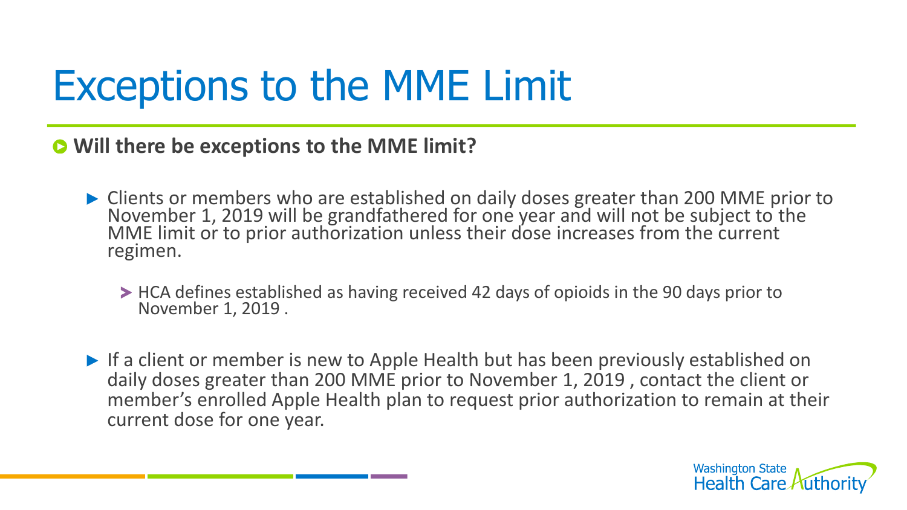# Exceptions to the MME Limit

- **Will there be exceptions to the MME limit?**
  - Clients or members who are established on daily doses greater than 200 MME prior to November 1, 2019 will be grandfathered for one year and will not be subject to the MME limit or to prior authorization unless their dose increases from the current regimen.
    - HCA defines established as having received 42 days of opioids in the 90 days prior to November 1, 2019 .
  - If a client or member is new to Apple Health but has been previously established on daily doses greater than 200 MME prior to November 1, 2019 , contact the client or member's enrolled Apple Health plan to request prior authorization to remain at their current dose for one year.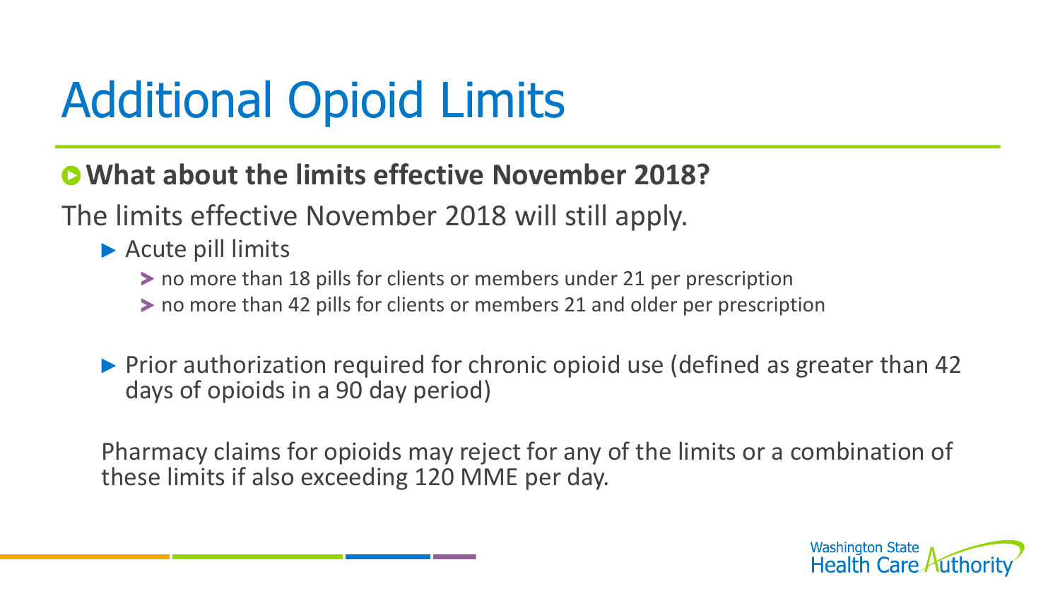# Additional Opioid Limits

## What about the limits effective November 2018?

The limits effective November 2018 will still apply.

- Acute pill limits
  - no more than 18 pills for clients or members under 21 per prescription
  - no more than 42 pills for clients or members 21 and older per prescription
- Prior authorization required for chronic opioid use (defined as greater than 42 days of opioids in a 90 day period)

Pharmacy claims for opioids may reject for any of the limits or a combination of these limits if also exceeding 120 MME per day.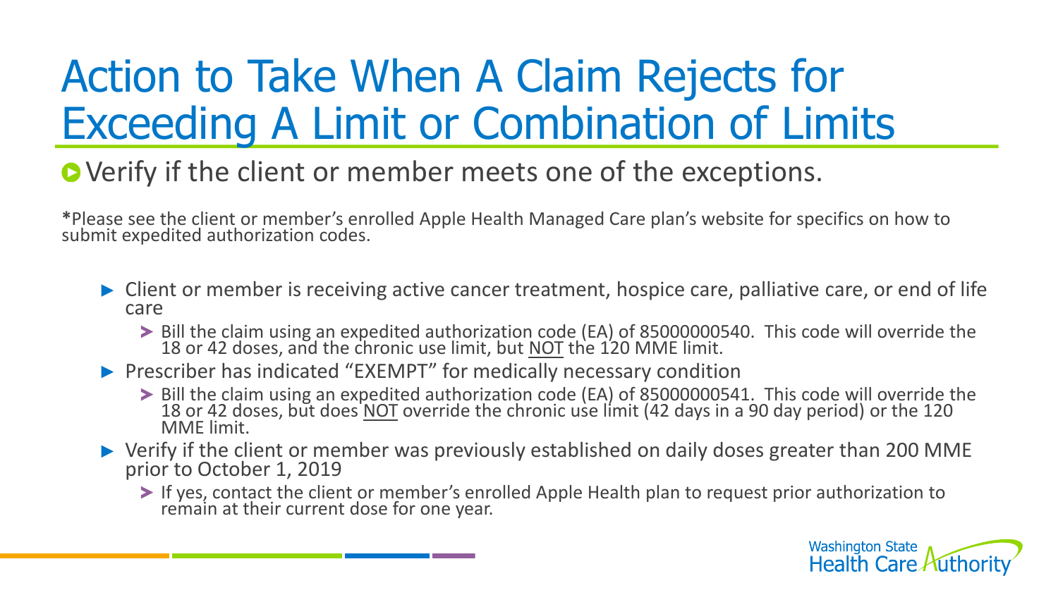# Action to Take When A Claim Rejects for Exceeding A Limit or Combination of Limits

- Verify if the client or member meets one of the exceptions.

**\***Please see the client or member's enrolled Apple Health Managed Care plan's website for specifics on how to submit expedited authorization codes.

- Client or member is receiving active cancer treatment, hospice care, palliative care, or end of life care
  - Bill the claim using an expedited authorization code (EA) of 85000000540. This code will override the 18 or 42 doses, and the chronic use limit, but NOT the 120 MME limit.
- Prescriber has indicated "EXEMPT" for medically necessary condition
  - Bill the claim using an expedited authorization code (EA) of 85000000541. This code will override the 18 or 42 doses, but does NOT override the chronic use limit (42 days in a 90 day period) or the 120 MME limit.
- Verify if the client or member was previously established on daily doses greater than 200 MME prior to October 1, 2019
  - If yes, contact the client or member's enrolled Apple Health plan to request prior authorization to remain at their current dose for one year.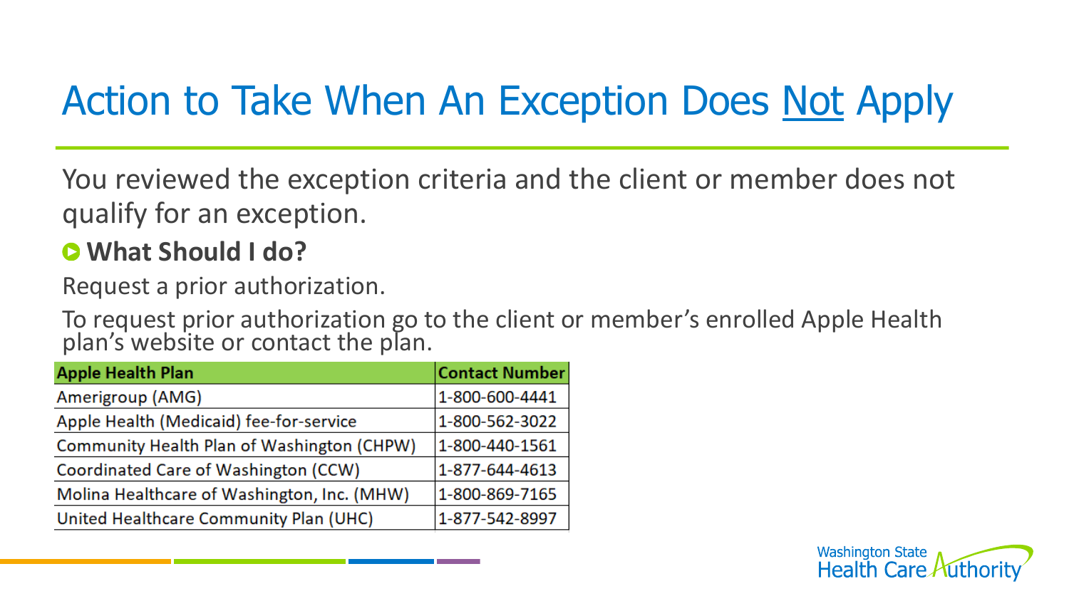# Action to Take When An Exception Does Not Apply

You reviewed the exception criteria and the client or member does not qualify for an exception.

- **What Should I do?**

Request a prior authorization.

To request prior authorization go to the client or member's enrolled Apple Health plan's website or contact the plan.

| Apple Health Plan | Contact Number |
|---|---|
| Amerigroup (AMG) | 1-800-600-4441 |
| Apple Health (Medicaid) fee-for-service | 1-800-562-3022 |
| Community Health Plan of Washington (CHPW) | 1-800-440-1561 |
| Coordinated Care of Washington (CCW) | 1-877-644-4613 |
| Molina Healthcare of Washington, Inc. (MHW) | 1-800-869-7165 |
| United Healthcare Community Plan (UHC) | 1-877-542-8997 |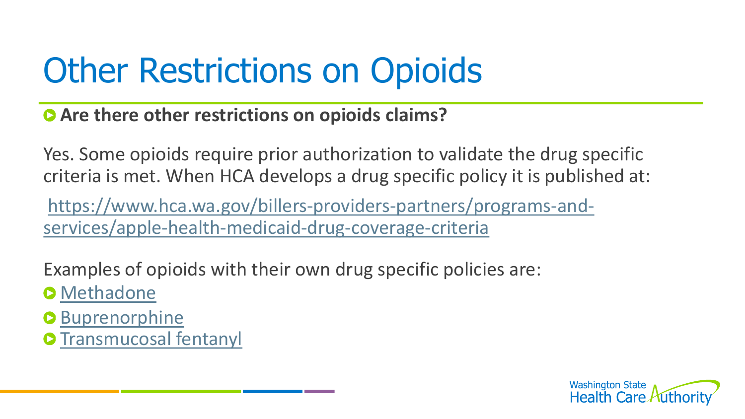# Other Restrictions on Opioids

- **Are there other restrictions on opioids claims?**

Yes. Some opioids require prior authorization to validate the drug specific criteria is met. When HCA develops a drug specific policy it is published at:

https://www.hca.wa.gov/billers-providers-partners/programs-and-services/apple-health-medicaid-drug-coverage-criteria

Examples of opioids with their own drug specific policies are:

- Methadone
- Buprenorphine
- Transmucosal fentanyl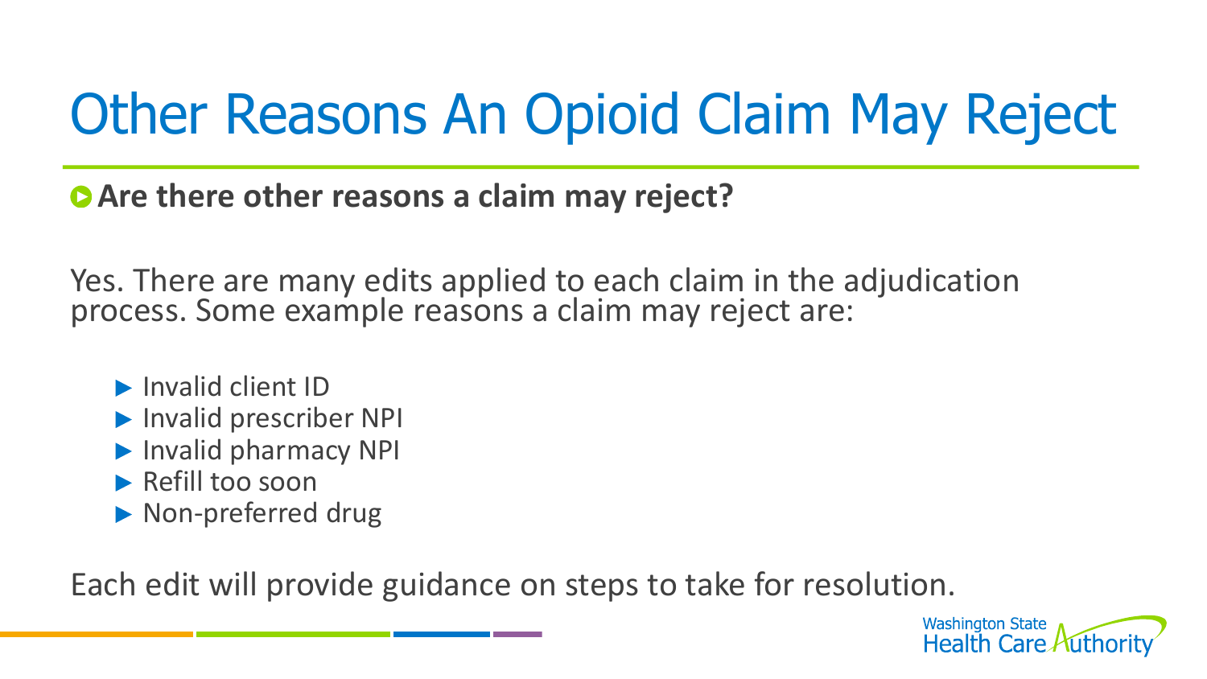# Other Reasons An Opioid Claim May Reject

**Are there other reasons a claim may reject?**

Yes. There are many edits applied to each claim in the adjudication process. Some example reasons a claim may reject are:

- Invalid client ID
- Invalid prescriber NPI
- Invalid pharmacy NPI
- Refill too soon
- Non-preferred drug

Each edit will provide guidance on steps to take for resolution.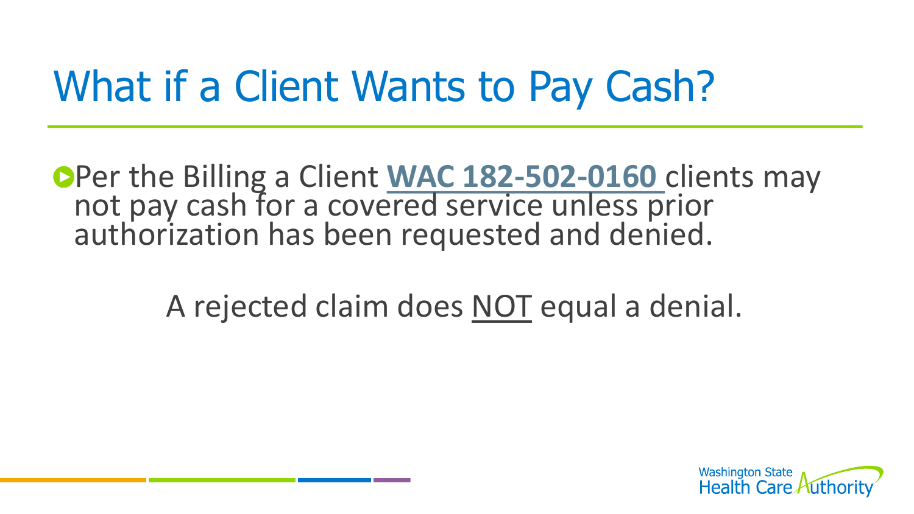# What if a Client Wants to Pay Cash?

- Per the Billing a Client **WAC 182-502-0160** clients may not pay cash for a covered service unless prior authorization has been requested and denied.

A rejected claim does NOT equal a denial.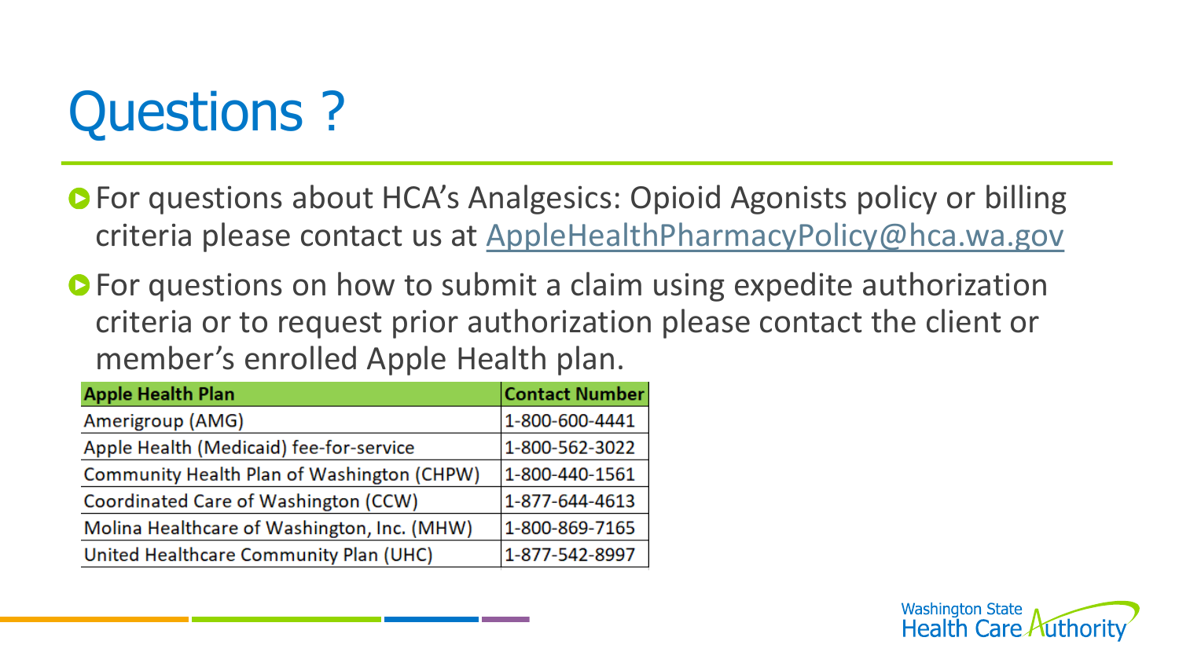# Questions ?

- For questions about HCA's Analgesics: Opioid Agonists policy or billing criteria please contact us at AppleHealthPharmacyPolicy@hca.wa.gov
- For questions on how to submit a claim using expedite authorization criteria or to request prior authorization please contact the client or member's enrolled Apple Health plan.

| Apple Health Plan | Contact Number |
|---|---|
| Amerigroup (AMG) | 1-800-600-4441 |
| Apple Health (Medicaid) fee-for-service | 1-800-562-3022 |
| Community Health Plan of Washington (CHPW) | 1-800-440-1561 |
| Coordinated Care of Washington (CCW) | 1-877-644-4613 |
| Molina Healthcare of Washington, Inc. (MHW) | 1-800-869-7165 |
| United Healthcare Community Plan (UHC) | 1-877-542-8997 |

Washington State Health Care Authority